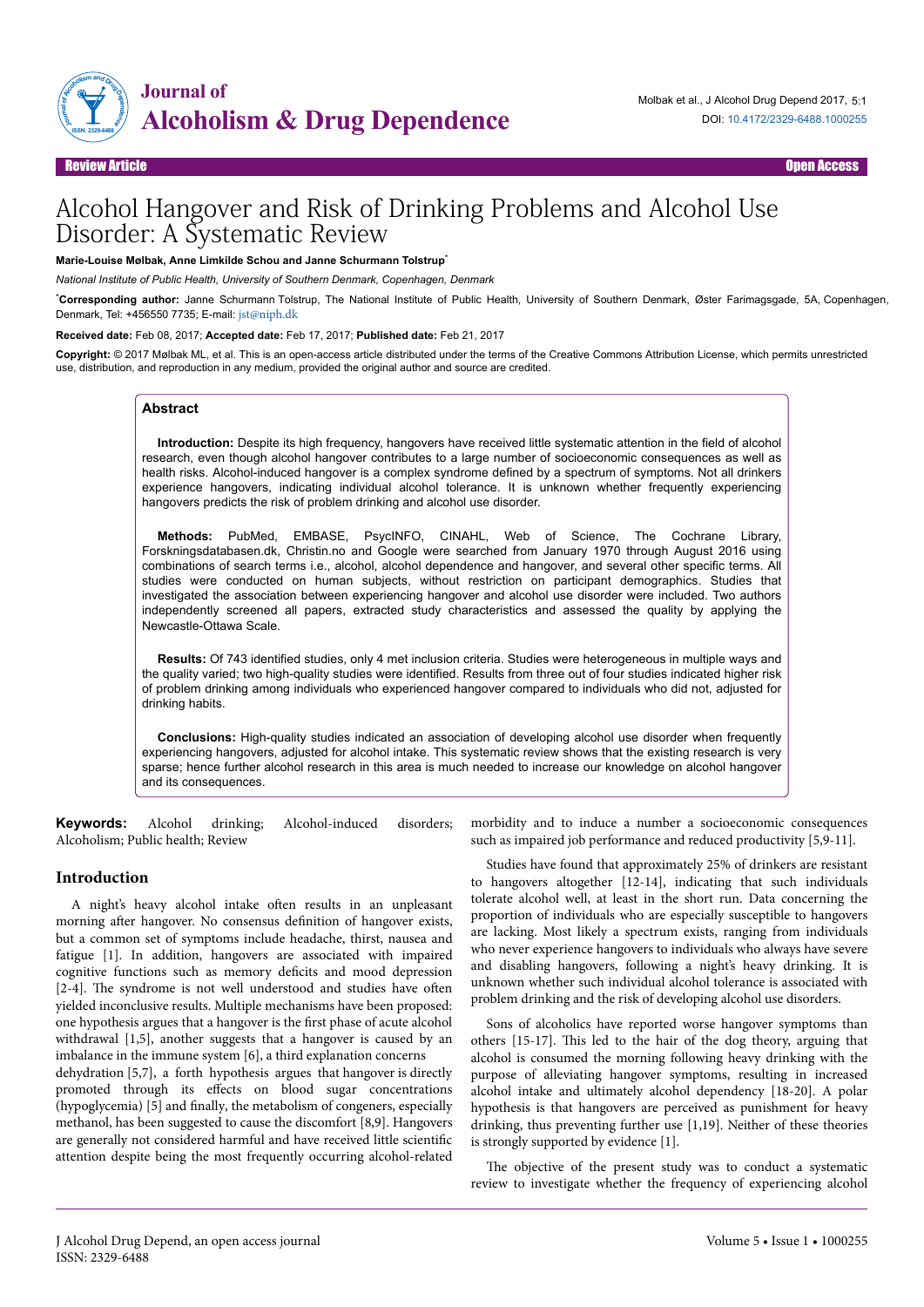Review Article — Open Access

# Alcohol Hangover and Risk of Drinking Problems and Alcohol Use Disorder: A Systematic Review

**Marie-Louise Mølbak, Anne Limkilde Schou and Janne Schurmann Tolstrup***

*National Institute of Public Health, University of Southern Denmark, Copenhagen, Denmark*

***Corresponding author:** Janne Schurmann Tolstrup, The National Institute of Public Health, University of Southern Denmark, Øster Farimagsgade, 5A, Copenhagen, Denmark, Tel: +456550 7735; E-mail: jst@niph.dk

**Received date:** Feb 08, 2017; **Accepted date:** Feb 17, 2017; **Published date:** Feb 21, 2017

**Copyright:** © 2017 Mølbak ML, et al. This is an open-access article distributed under the terms of the Creative Commons Attribution License, which permits unrestricted use, distribution, and reproduction in any medium, provided the original author and source are credited.

## Abstract

**Introduction:** Despite its high frequency, hangovers have received little systematic attention in the field of alcohol research, even though alcohol hangover contributes to a large number of socioeconomic consequences as well as health risks. Alcohol-induced hangover is a complex syndrome defined by a spectrum of symptoms. Not all drinkers experience hangovers, indicating individual alcohol tolerance. It is unknown whether frequently experiencing hangovers predicts the risk of problem drinking and alcohol use disorder.

**Methods:** PubMed, EMBASE, PsycINFO, CINAHL, Web of Science, The Cochrane Library, Forskningsdatabasen.dk, Christin.no and Google were searched from January 1970 through August 2016 using combinations of search terms i.e., alcohol, alcohol dependence and hangover, and several other specific terms. All studies were conducted on human subjects, without restriction on participant demographics. Studies that investigated the association between experiencing hangover and alcohol use disorder were included. Two authors independently screened all papers, extracted study characteristics and assessed the quality by applying the Newcastle-Ottawa Scale.

**Results:** Of 743 identified studies, only 4 met inclusion criteria. Studies were heterogeneous in multiple ways and the quality varied; two high-quality studies were identified. Results from three out of four studies indicated higher risk of problem drinking among individuals who experienced hangover compared to individuals who did not, adjusted for drinking habits.

**Conclusions:** High-quality studies indicated an association of developing alcohol use disorder when frequently experiencing hangovers, adjusted for alcohol intake. This systematic review shows that the existing research is very sparse; hence further alcohol research in this area is much needed to increase our knowledge on alcohol hangover and its consequences.

**Keywords:** Alcohol drinking; Alcohol-induced disorders; Alcoholism; Public health; Review

## Introduction

A night's heavy alcohol intake often results in an unpleasant morning after hangover. No consensus definition of hangover exists, but a common set of symptoms include headache, thirst, nausea and fatigue [1]. In addition, hangovers are associated with impaired cognitive functions such as memory deficits and mood depression [2-4]. The syndrome is not well understood and studies have often yielded inconclusive results. Multiple mechanisms have been proposed: one hypothesis argues that a hangover is the first phase of acute alcohol withdrawal [1,5], another suggests that a hangover is caused by an imbalance in the immune system [6], a third explanation concerns dehydration [5,7], a forth hypothesis argues that hangover is directly promoted through its effects on blood sugar concentrations (hypoglycemia) [5] and finally, the metabolism of congeners, especially methanol, has been suggested to cause the discomfort [8,9]. Hangovers are generally not considered harmful and have received little scientific attention despite being the most frequently occurring alcohol-related morbidity and to induce a number a socioeconomic consequences such as impaired job performance and reduced productivity [5,9-11].

Studies have found that approximately 25% of drinkers are resistant to hangovers altogether [12-14], indicating that such individuals tolerate alcohol well, at least in the short run. Data concerning the proportion of individuals who are especially susceptible to hangovers are lacking. Most likely a spectrum exists, ranging from individuals who never experience hangovers to individuals who always have severe and disabling hangovers, following a night's heavy drinking. It is unknown whether such individual alcohol tolerance is associated with problem drinking and the risk of developing alcohol use disorders.

Sons of alcoholics have reported worse hangover symptoms than others [15-17]. This led to the hair of the dog theory, arguing that alcohol is consumed the morning following heavy drinking with the purpose of alleviating hangover symptoms, resulting in increased alcohol intake and ultimately alcohol dependency [18-20]. A polar hypothesis is that hangovers are perceived as punishment for heavy drinking, thus preventing further use [1,19]. Neither of these theories is strongly supported by evidence [1].

The objective of the present study was to conduct a systematic review to investigate whether the frequency of experiencing alcohol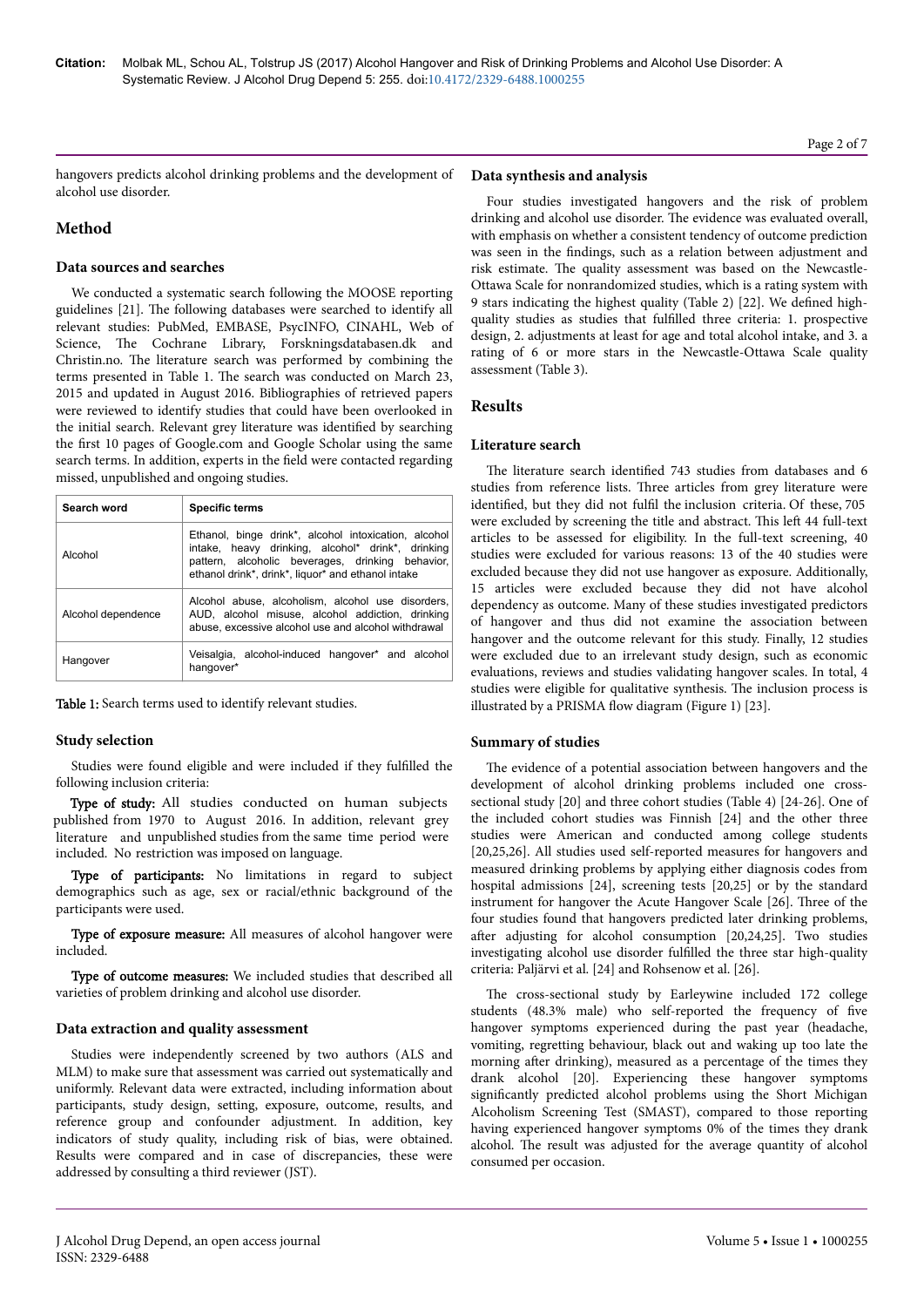hangovers predicts alcohol drinking problems and the development of alcohol use disorder.

## Method

### Data sources and searches

We conducted a systematic search following the MOOSE reporting guidelines [21]. The following databases were searched to identify all relevant studies: PubMed, EMBASE, PsycINFO, CINAHL, Web of Science, The Cochrane Library, Forskningsdatabasen.dk and Christin.no. The literature search was performed by combining the terms presented in Table 1. The search was conducted on March 23, 2015 and updated in August 2016. Bibliographies of retrieved papers were reviewed to identify studies that could have been overlooked in the initial search. Relevant grey literature was identified by searching the first 10 pages of Google.com and Google Scholar using the same search terms. In addition, experts in the field were contacted regarding missed, unpublished and ongoing studies.

| Search word | Specific terms |
|---|---|
| Alcohol | Ethanol, binge drink*, alcohol intoxication, alcohol intake, heavy drinking, alcohol* drink*, drinking pattern, alcoholic beverages, drinking behavior, ethanol drink*, drink*, liquor* and ethanol intake |
| Alcohol dependence | Alcohol abuse, alcoholism, alcohol use disorders, AUD, alcohol misuse, alcohol addiction, drinking abuse, excessive alcohol use and alcohol withdrawal |
| Hangover | Veisalgia, alcohol-induced hangover* and alcohol hangover* |

Table 1: Search terms used to identify relevant studies.

### Study selection

Studies were found eligible and were included if they fulfilled the following inclusion criteria:

**Type of study:** All studies conducted on human subjects published from 1970 to August 2016. In addition, relevant grey literature and unpublished studies from the same time period were included. No restriction was imposed on language.

**Type of participants:** No limitations in regard to subject demographics such as age, sex or racial/ethnic background of the participants were used.

**Type of exposure measure:** All measures of alcohol hangover were included.

**Type of outcome measures:** We included studies that described all varieties of problem drinking and alcohol use disorder.

### Data extraction and quality assessment

Studies were independently screened by two authors (ALS and MLM) to make sure that assessment was carried out systematically and uniformly. Relevant data were extracted, including information about participants, study design, setting, exposure, outcome, results, and reference group and confounder adjustment. In addition, key indicators of study quality, including risk of bias, were obtained. Results were compared and in case of discrepancies, these were addressed by consulting a third reviewer (JST).

### Data synthesis and analysis

Four studies investigated hangovers and the risk of problem drinking and alcohol use disorder. The evidence was evaluated overall, with emphasis on whether a consistent tendency of outcome prediction was seen in the findings, such as a relation between adjustment and risk estimate. The quality assessment was based on the Newcastle-Ottawa Scale for nonrandomized studies, which is a rating system with 9 stars indicating the highest quality (Table 2) [22]. We defined high-quality studies as studies that fulfilled three criteria: 1. prospective design, 2. adjustments at least for age and total alcohol intake, and 3. a rating of 6 or more stars in the Newcastle-Ottawa Scale quality assessment (Table 3).

## Results

### Literature search

The literature search identified 743 studies from databases and 6 studies from reference lists. Three articles from grey literature were identified, but they did not fulfil the inclusion criteria. Of these, 705 were excluded by screening the title and abstract. This left 44 full-text articles to be assessed for eligibility. In the full-text screening, 40 studies were excluded for various reasons: 13 of the 40 studies were excluded because they did not use hangover as exposure. Additionally, 15 articles were excluded because they did not have alcohol dependency as outcome. Many of these studies investigated predictors of hangover and thus did not examine the association between hangover and the outcome relevant for this study. Finally, 12 studies were excluded due to an irrelevant study design, such as economic evaluations, reviews and studies validating hangover scales. In total, 4 studies were eligible for qualitative synthesis. The inclusion process is illustrated by a PRISMA flow diagram (Figure 1) [23].

### Summary of studies

The evidence of a potential association between hangovers and the development of alcohol drinking problems included one cross-sectional study [20] and three cohort studies (Table 4) [24-26]. One of the included cohort studies was Finnish [24] and the other three studies were American and conducted among college students [20,25,26]. All studies used self-reported measures for hangovers and measured drinking problems by applying either diagnosis codes from hospital admissions [24], screening tests [20,25] or by the standard instrument for hangover the Acute Hangover Scale [26]. Three of the four studies found that hangovers predicted later drinking problems, after adjusting for alcohol consumption [20,24,25]. Two studies investigating alcohol use disorder fulfilled the three star high-quality criteria: Paljärvi et al. [24] and Rohsenow et al. [26].

The cross-sectional study by Earleywine included 172 college students (48.3% male) who self-reported the frequency of five hangover symptoms experienced during the past year (headache, vomiting, regretting behaviour, black out and waking up too late the morning after drinking), measured as a percentage of the times they drank alcohol [20]. Experiencing these hangover symptoms significantly predicted alcohol problems using the Short Michigan Alcoholism Screening Test (SMAST), compared to those reporting having experienced hangover symptoms 0% of the times they drank alcohol. The result was adjusted for the average quantity of alcohol consumed per occasion.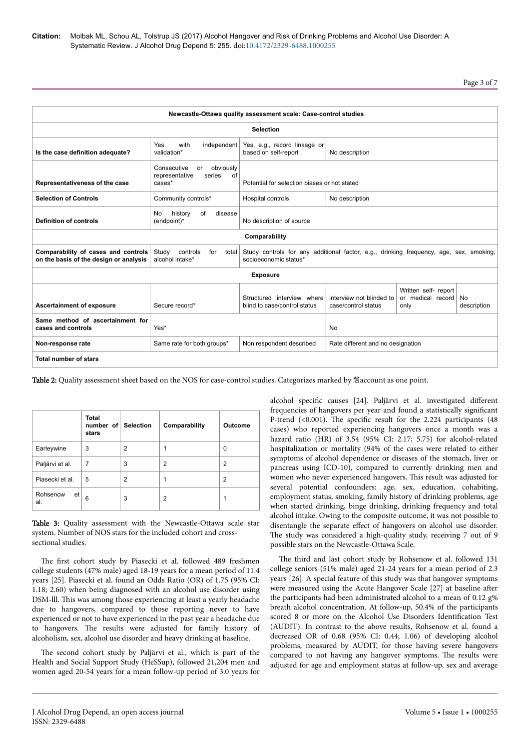| Newcastle-Ottawa quality assessment scale: Case-control studies | | | | | |
|---|---|---|---|---|---|
| **Selection** | | | | | |
| **Is the case definition adequate?** | Yes, with independent validation* | Yes, e.g., record linkage or based on self-report | No description | | |
| **Representativeness of the case** | Consecutive or obviously representative series of cases* | Potential for selection biases or not stated | | | |
| **Selection of Controls** | Community controls* | Hospital controls | No description | | |
| **Definition of controls** | No history of disease (endpoint)* | No description of source | | | |
| **Comparability** | | | | | |
| **Comparability of cases and controls on the basis of the design or analysis** | Study controls for total alcohol intake* | Study controls for any additional factor, e.g., drinking frequency, age, sex, smoking, socioeconomic status* | | | |
| **Exposure** | | | | | |
| **Ascertainment of exposure** | Secure record* | Structured interview where blind to case/control status | interview not blinded to case/control status | Written self- report or medical record only | No description |
| **Same method of ascertainment for cases and controls** | Yes* | | No | | |
| **Non-response rate** | Same rate for both groups* | Non respondent described | Rate different and no designation | | |
| **Total number of stars** | | | | | |

Table 2: Quality assessment sheet based on the NOS for case-control studies. Categorizes marked by ✱account as one point.

| | Total number of stars | Selection | Comparability | Outcome |
|---|---|---|---|---|
| Earleywine | 3 | 2 | 1 | 0 |
| Paljärvi et al. | 7 | 3 | 2 | 2 |
| Piasecki et al. | 5 | 2 | 1 | 2 |
| Rohsenow et al. | 6 | 3 | 2 | 1 |

Table 3: Quality assessment with the Newcastle-Ottawa scale star system. Number of NOS stars for the included cohort and cross-sectional studies.

The first cohort study by Piasecki et al. followed 489 freshmen college students (47% male) aged 18-19 years for a mean period of 11.4 years [25]. Piasecki et al. found an Odds Ratio (OR) of 1.75 (95% CI: 1.18; 2.60) when being diagnosed with an alcohol use disorder using DSM-lll. This was among those experiencing at least a yearly headache due to hangovers, compared to those reporting never to have experienced or not to have experienced in the past year a headache due to hangovers. The results were adjusted for family history of alcoholism, sex, alcohol use disorder and heavy drinking at baseline.

The second cohort study by Paljärvi et al., which is part of the Health and Social Support Study (HeSSup), followed 21,204 men and women aged 20-54 years for a mean follow-up period of 3.0 years for alcohol specific causes [24]. Paljärvi et al. investigated different frequencies of hangovers per year and found a statistically significant P-trend (<0.001). The specific result for the 2.224 participants (48 cases) who reported experiencing hangovers once a month was a hazard ratio (HR) of 3.54 (95% CI: 2.17; 5.75) for alcohol-related hospitalization or mortality (94% of the cases were related to either symptoms of alcohol dependence or diseases of the stomach, liver or pancreas using ICD-10), compared to currently drinking men and women who never experienced hangovers. This result was adjusted for several potential confounders: age, sex, education, cohabiting, employment status, smoking, family history of drinking problems, age when started drinking, binge drinking, drinking frequency and total alcohol intake. Owing to the composite outcome, it was not possible to disentangle the separate effect of hangovers on alcohol use disorder. The study was considered a high-quality study, receiving 7 out of 9 possible stars on the Newcastle-Ottawa Scale.

The third and last cohort study by Rohsenow et al. followed 131 college seniors (51% male) aged 21-24 years for a mean period of 2.3 years [26]. A special feature of this study was that hangover symptoms were measured using the Acute Hangover Scale [27] at baseline after the participants had been administrated alcohol to a mean of 0.12 g% breath alcohol concentration. At follow-up, 50.4% of the participants scored 8 or more on the Alcohol Use Disorders Identification Test (AUDIT). In contrast to the above results, Rohsenow et al. found a decreased OR of 0.68 (95% CI: 0.44; 1.06) of developing alcohol problems, measured by AUDIT, for those having severe hangovers compared to not having any hangover symptoms. The results were adjusted for age and employment status at follow-up, sex and average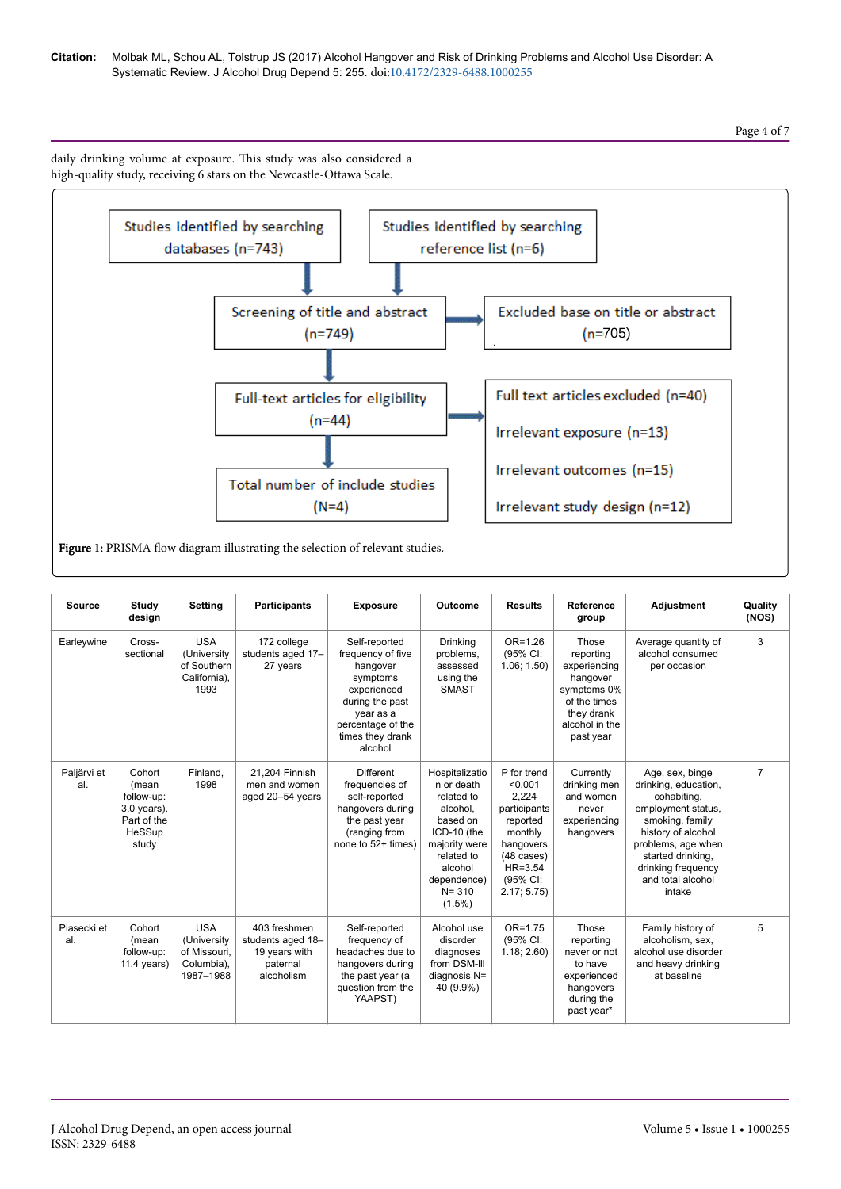daily drinking volume at exposure. This study was also considered a high-quality study, receiving 6 stars on the Newcastle-Ottawa Scale.

Studies identified by searching databases (n=743)

Studies identified by searching reference list (n=6)

Screening of title and abstract (n=749)

Excluded base on title or abstract (n=705)

Full-text articles for eligibility (n=44)

Full text articles excluded (n=40)

Irrelevant exposure (n=13)

Irrelevant outcomes (n=15)

Irrelevant study design (n=12)

Total number of include studies (N=4)

**Figure 1:** PRISMA flow diagram illustrating the selection of relevant studies.

| Source | Study design | Setting | Participants | Exposure | Outcome | Results | Reference group | Adjustment | Quality (NOS) |
|---|---|---|---|---|---|---|---|---|---|
| Earleywine | Cross-sectional | USA (University of Southern California), 1993 | 172 college students aged 17–27 years | Self-reported frequency of five hangover symptoms experienced during the past year as a percentage of the times they drank alcohol | Drinking problems, assessed using the SMAST | OR=1.26 (95% CI: 1.06; 1.50) | Those reporting experiencing hangover symptoms 0% of the times they drank alcohol in the past year | Average quantity of alcohol consumed per occasion | 3 |
| Paljärvi et al. | Cohort (mean follow-up: 3.0 years). Part of the HeSSup study | Finland, 1998 | 21,204 Finnish men and women aged 20–54 years | Different frequencies of self-reported hangovers during the past year (ranging from none to 52+ times) | Hospitalization or death related to alcohol, based on ICD-10 (the majority were related to alcohol dependence) N= 310 (1.5%) | P for trend <0.001 2,224 participants reported monthly hangovers (48 cases) HR=3.54 (95% CI: 2.17; 5.75) | Currently drinking men and women never experiencing hangovers | Age, sex, binge drinking, education, cohabiting, employment status, smoking, family history of alcohol problems, age when started drinking, drinking frequency and total alcohol intake | 7 |
| Piasecki et al. | Cohort (mean follow-up: 11.4 years) | USA (University of Missouri, Columbia), 1987–1988 | 403 freshmen students aged 18–19 years with paternal alcoholism | Self-reported frequency of headaches due to hangovers during the past year (a question from the YAAPST) | Alcohol use disorder diagnoses from DSM-III diagnosis N= 40 (9.9%) | OR=1.75 (95% CI: 1.18; 2.60) | Those reporting never or not to have experienced hangovers during the past year* | Family history of alcoholism, sex, alcohol use disorder and heavy drinking at baseline | 5 |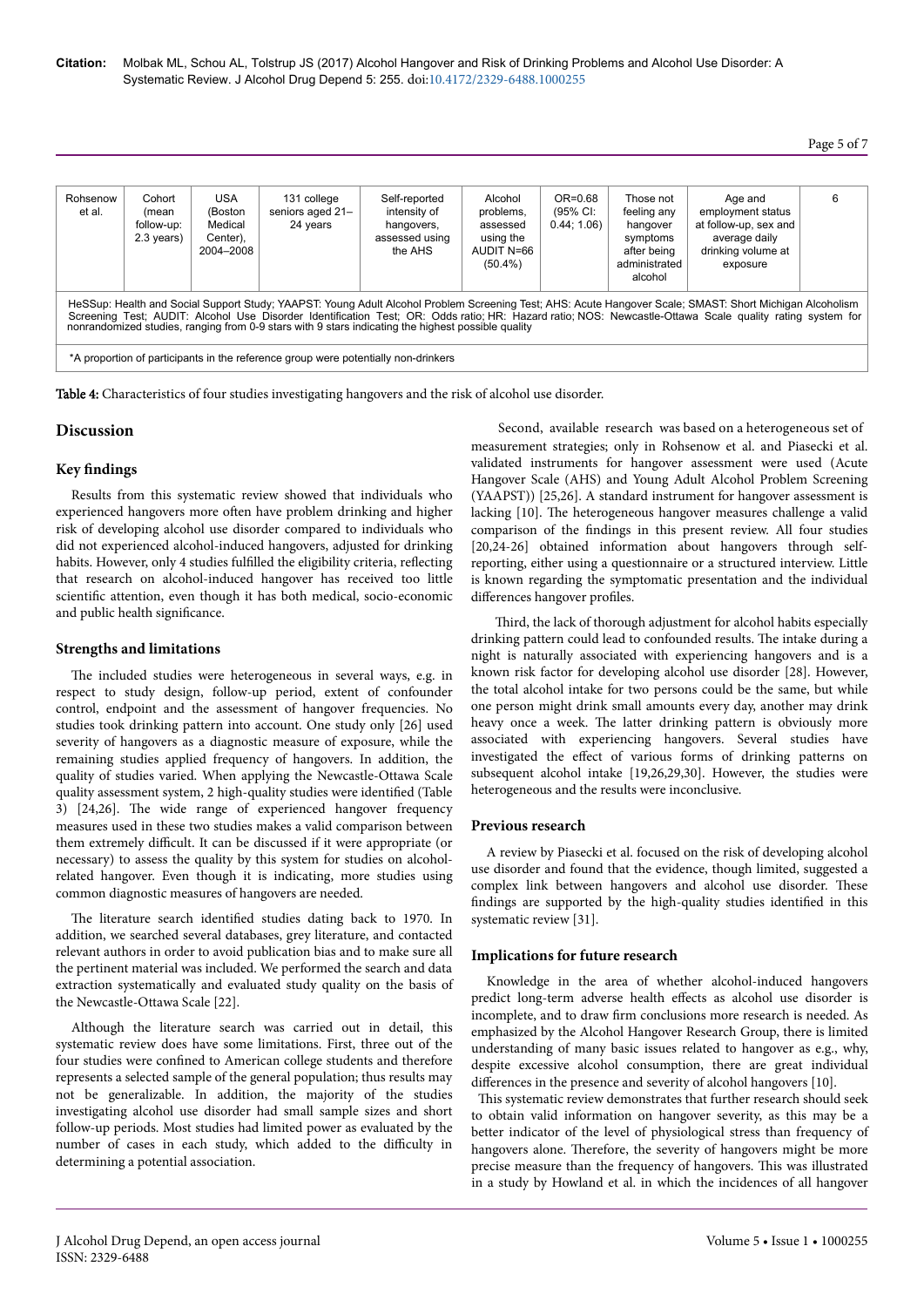| Rohsenow et al. | Cohort (mean follow-up: 2.3 years) | USA (Boston Medical Center), 2004–2008 | 131 college seniors aged 21–24 years | Self-reported intensity of hangovers, assessed using the AHS | Alcohol problems, assessed using the AUDIT N=66 (50.4%) | OR=0.68 (95% CI: 0.44; 1.06) | Those not feeling any hangover symptoms after being administrated alcohol | Age and employment status at follow-up, sex and average daily drinking volume at exposure | 6 |
|---|---|---|---|---|---|---|---|---|---|

HeSSup: Health and Social Support Study; YAAPST: Young Adult Alcohol Problem Screening Test; AHS: Acute Hangover Scale; SMAST: Short Michigan Alcoholism Screening Test; AUDIT: Alcohol Use Disorder Identification Test; OR: Odds ratio; HR: Hazard ratio; NOS: Newcastle-Ottawa Scale quality rating system for nonrandomized studies, ranging from 0-9 stars with 9 stars indicating the highest possible quality

*A proportion of participants in the reference group were potentially non-drinkers

**Table 4:** Characteristics of four studies investigating hangovers and the risk of alcohol use disorder.

## Discussion

### Key findings

Results from this systematic review showed that individuals who experienced hangovers more often have problem drinking and higher risk of developing alcohol use disorder compared to individuals who did not experienced alcohol-induced hangovers, adjusted for drinking habits. However, only 4 studies fulfilled the eligibility criteria, reflecting that research on alcohol-induced hangover has received too little scientific attention, even though it has both medical, socio-economic and public health significance.

### Strengths and limitations

The included studies were heterogeneous in several ways, e.g. in respect to study design, follow-up period, extent of confounder control, endpoint and the assessment of hangover frequencies. No studies took drinking pattern into account. One study only [26] used severity of hangovers as a diagnostic measure of exposure, while the remaining studies applied frequency of hangovers. In addition, the quality of studies varied. When applying the Newcastle-Ottawa Scale quality assessment system, 2 high-quality studies were identified (Table 3) [24,26]. The wide range of experienced hangover frequency measures used in these two studies makes a valid comparison between them extremely difficult. It can be discussed if it were appropriate (or necessary) to assess the quality by this system for studies on alcohol-related hangover. Even though it is indicating, more studies using common diagnostic measures of hangovers are needed.

The literature search identified studies dating back to 1970. In addition, we searched several databases, grey literature, and contacted relevant authors in order to avoid publication bias and to make sure all the pertinent material was included. We performed the search and data extraction systematically and evaluated study quality on the basis of the Newcastle-Ottawa Scale [22].

Although the literature search was carried out in detail, this systematic review does have some limitations. First, three out of the four studies were confined to American college students and therefore represents a selected sample of the general population; thus results may not be generalizable. In addition, the majority of the studies investigating alcohol use disorder had small sample sizes and short follow-up periods. Most studies had limited power as evaluated by the number of cases in each study, which added to the difficulty in determining a potential association.

Second, available research was based on a heterogeneous set of measurement strategies; only in Rohsenow et al. and Piasecki et al. validated instruments for hangover assessment were used (Acute Hangover Scale (AHS) and Young Adult Alcohol Problem Screening (YAAPST)) [25,26]. A standard instrument for hangover assessment is lacking [10]. The heterogeneous hangover measures challenge a valid comparison of the findings in this present review. All four studies [20,24-26] obtained information about hangovers through self-reporting, either using a questionnaire or a structured interview. Little is known regarding the symptomatic presentation and the individual differences hangover profiles.

Third, the lack of thorough adjustment for alcohol habits especially drinking pattern could lead to confounded results. The intake during a night is naturally associated with experiencing hangovers and is a known risk factor for developing alcohol use disorder [28]. However, the total alcohol intake for two persons could be the same, but while one person might drink small amounts every day, another may drink heavy once a week. The latter drinking pattern is obviously more associated with experiencing hangovers. Several studies have investigated the effect of various forms of drinking patterns on subsequent alcohol intake [19,26,29,30]. However, the studies were heterogeneous and the results were inconclusive.

### Previous research

A review by Piasecki et al. focused on the risk of developing alcohol use disorder and found that the evidence, though limited, suggested a complex link between hangovers and alcohol use disorder. These findings are supported by the high-quality studies identified in this systematic review [31].

### Implications for future research

Knowledge in the area of whether alcohol-induced hangovers predict long-term adverse health effects as alcohol use disorder is incomplete, and to draw firm conclusions more research is needed. As emphasized by the Alcohol Hangover Research Group, there is limited understanding of many basic issues related to hangover as e.g., why, despite excessive alcohol consumption, there are great individual differences in the presence and severity of alcohol hangovers [10].

This systematic review demonstrates that further research should seek to obtain valid information on hangover severity, as this may be a better indicator of the level of physiological stress than frequency of hangovers alone. Therefore, the severity of hangovers might be more precise measure than the frequency of hangovers. This was illustrated in a study by Howland et al. in which the incidences of all hangover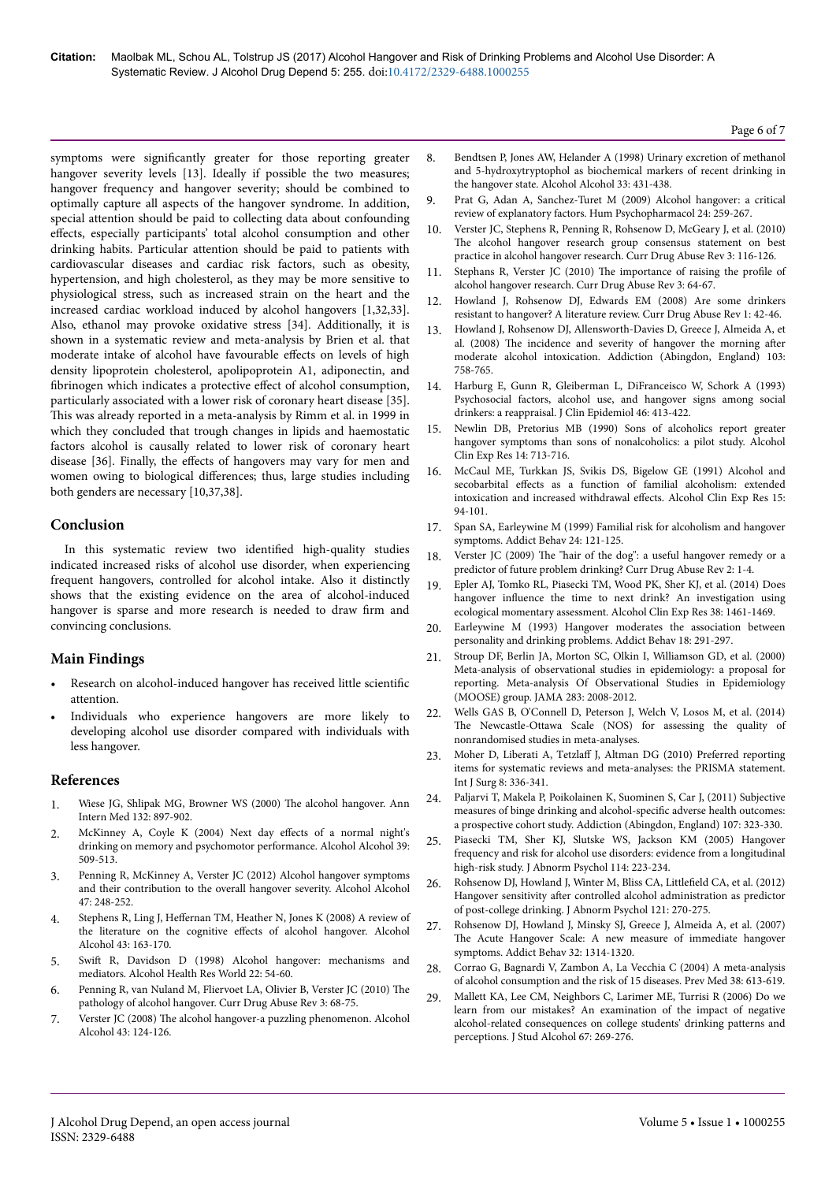symptoms were significantly greater for those reporting greater hangover severity levels [13]. Ideally if possible the two measures; hangover frequency and hangover severity; should be combined to optimally capture all aspects of the hangover syndrome. In addition, special attention should be paid to collecting data about confounding effects, especially participants' total alcohol consumption and other drinking habits. Particular attention should be paid to patients with cardiovascular diseases and cardiac risk factors, such as obesity, hypertension, and high cholesterol, as they may be more sensitive to physiological stress, such as increased strain on the heart and the increased cardiac workload induced by alcohol hangovers [1,32,33]. Also, ethanol may provoke oxidative stress [34]. Additionally, it is shown in a systematic review and meta-analysis by Brien et al. that moderate intake of alcohol have favourable effects on levels of high density lipoprotein cholesterol, apolipoprotein A1, adiponectin, and fibrinogen which indicates a protective effect of alcohol consumption, particularly associated with a lower risk of coronary heart disease [35]. This was already reported in a meta-analysis by Rimm et al. in 1999 in which they concluded that trough changes in lipids and haemostatic factors alcohol is causally related to lower risk of coronary heart disease [36]. Finally, the effects of hangovers may vary for men and women owing to biological differences; thus, large studies including both genders are necessary [10,37,38].

## Conclusion

In this systematic review two identified high-quality studies indicated increased risks of alcohol use disorder, when experiencing frequent hangovers, controlled for alcohol intake. Also it distinctly shows that the existing evidence on the area of alcohol-induced hangover is sparse and more research is needed to draw firm and convincing conclusions.

## Main Findings

- Research on alcohol-induced hangover has received little scientific attention.
- Individuals who experience hangovers are more likely to developing alcohol use disorder compared with individuals with less hangover.

## References

1. Wiese JG, Shlipak MG, Browner WS (2000) The alcohol hangover. Ann Intern Med 132: 897-902.
2. McKinney A, Coyle K (2004) Next day effects of a normal night's drinking on memory and psychomotor performance. Alcohol Alcohol 39: 509-513.
3. Penning R, McKinney A, Verster JC (2012) Alcohol hangover symptoms and their contribution to the overall hangover severity. Alcohol Alcohol 47: 248-252.
4. Stephens R, Ling J, Heffernan TM, Heather N, Jones K (2008) A review of the literature on the cognitive effects of alcohol hangover. Alcohol Alcohol 43: 163-170.
5. Swift R, Davidson D (1998) Alcohol hangover: mechanisms and mediators. Alcohol Health Res World 22: 54-60.
6. Penning R, van Nuland M, Fliervoet LA, Olivier B, Verster JC (2010) The pathology of alcohol hangover. Curr Drug Abuse Rev 3: 68-75.
7. Verster JC (2008) The alcohol hangover-a puzzling phenomenon. Alcohol Alcohol 43: 124-126.
8. Bendtsen P, Jones AW, Helander A (1998) Urinary excretion of methanol and 5-hydroxytryptophol as biochemical markers of recent drinking in the hangover state. Alcohol Alcohol 33: 431-438.
9. Prat G, Adan A, Sanchez-Turet M (2009) Alcohol hangover: a critical review of explanatory factors. Hum Psychopharmacol 24: 259-267.
10. Verster JC, Stephens R, Penning R, Rohsenow D, McGeary J, et al. (2010) The alcohol hangover research group consensus statement on best practice in alcohol hangover research. Curr Drug Abuse Rev 3: 116-126.
11. Stephans R, Verster JC (2010) The importance of raising the profile of alcohol hangover research. Curr Drug Abuse Rev 3: 64-67.
12. Howland J, Rohsenow DJ, Edwards EM (2008) Are some drinkers resistant to hangover? A literature review. Curr Drug Abuse Rev 1: 42-46.
13. Howland J, Rohsenow DJ, Allensworth-Davies D, Greece J, Almeida A, et al. (2008) The incidence and severity of hangover the morning after moderate alcohol intoxication. Addiction (Abingdon, England) 103: 758-765.
14. Harburg E, Gunn R, Gleiberman L, DiFranceisco W, Schork A (1993) Psychosocial factors, alcohol use, and hangover signs among social drinkers: a reappraisal. J Clin Epidemiol 46: 413-422.
15. Newlin DB, Pretorius MB (1990) Sons of alcoholics report greater hangover symptoms than sons of nonalcoholics: a pilot study. Alcohol Clin Exp Res 14: 713-716.
16. McCaul ME, Turkkan JS, Svikis DS, Bigelow GE (1991) Alcohol and secobarbital effects as a function of familial alcoholism: extended intoxication and increased withdrawal effects. Alcohol Clin Exp Res 15: 94-101.
17. Span SA, Earleywine M (1999) Familial risk for alcoholism and hangover symptoms. Addict Behav 24: 121-125.
18. Verster JC (2009) The "hair of the dog": a useful hangover remedy or a predictor of future problem drinking? Curr Drug Abuse Rev 2: 1-4.
19. Epler AJ, Tomko RL, Piasecki TM, Wood PK, Sher KJ, et al. (2014) Does hangover influence the time to next drink? An investigation using ecological momentary assessment. Alcohol Clin Exp Res 38: 1461-1469.
20. Earleywine M (1993) Hangover moderates the association between personality and drinking problems. Addict Behav 18: 291-297.
21. Stroup DF, Berlin JA, Morton SC, Olkin I, Williamson GD, et al. (2000) Meta-analysis of observational studies in epidemiology: a proposal for reporting. Meta-analysis Of Observational Studies in Epidemiology (MOOSE) group. JAMA 283: 2008-2012.
22. Wells GAS B, O'Connell D, Peterson J, Welch V, Losos M, et al. (2014) The Newcastle-Ottawa Scale (NOS) for assessing the quality of nonrandomised studies in meta-analyses.
23. Moher D, Liberati A, Tetzlaff J, Altman DG (2010) Preferred reporting items for systematic reviews and meta-analyses: the PRISMA statement. Int J Surg 8: 336-341.
24. Paljarvi T, Makela P, Poikolainen K, Suominen S, Car J, (2011) Subjective measures of binge drinking and alcohol-specific adverse health outcomes: a prospective cohort study. Addiction (Abingdon, England) 107: 323-330.
25. Piasecki TM, Sher KJ, Slutske WS, Jackson KM (2005) Hangover frequency and risk for alcohol use disorders: evidence from a longitudinal high-risk study. J Abnorm Psychol 114: 223-234.
26. Rohsenow DJ, Howland J, Winter M, Bliss CA, Littlefield CA, et al. (2012) Hangover sensitivity after controlled alcohol administration as predictor of post-college drinking. J Abnorm Psychol 121: 270-275.
27. Rohsenow DJ, Howland J, Minsky SJ, Greece J, Almeida A, et al. (2007) The Acute Hangover Scale: A new measure of immediate hangover symptoms. Addict Behav 32: 1314-1320.
28. Corrao G, Bagnardi V, Zambon A, La Vecchia C (2004) A meta-analysis of alcohol consumption and the risk of 15 diseases. Prev Med 38: 613-619.
29. Mallett KA, Lee CM, Neighbors C, Larimer ME, Turrisi R (2006) Do we learn from our mistakes? An examination of the impact of negative alcohol-related consequences on college students' drinking patterns and perceptions. J Stud Alcohol 67: 269-276.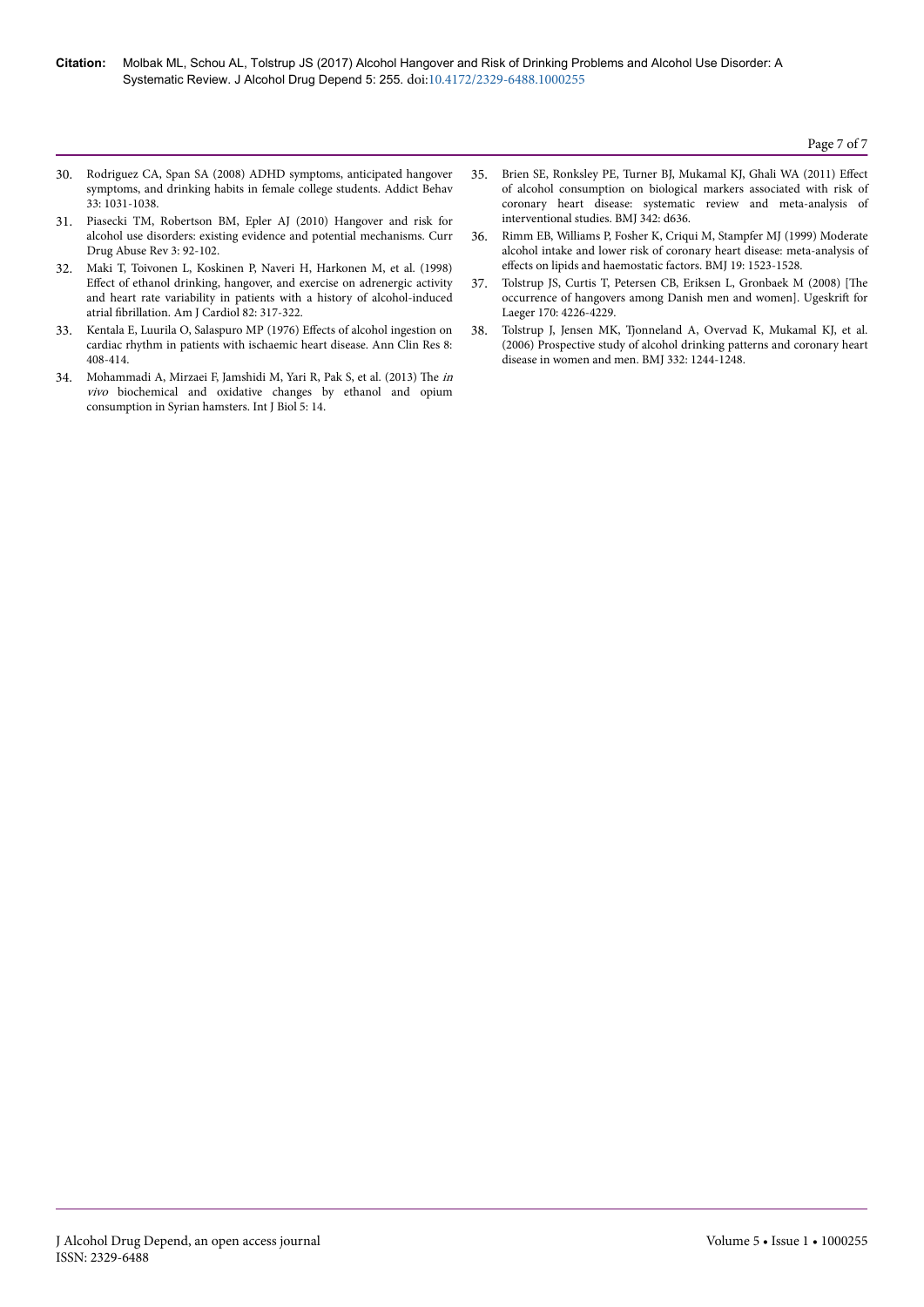30. Rodriguez CA, Span SA (2008) ADHD symptoms, anticipated hangover symptoms, and drinking habits in female college students. Addict Behav 33: 1031-1038.
31. Piasecki TM, Robertson BM, Epler AJ (2010) Hangover and risk for alcohol use disorders: existing evidence and potential mechanisms. Curr Drug Abuse Rev 3: 92-102.
32. Maki T, Toivonen L, Koskinen P, Naveri H, Harkonen M, et al. (1998) Effect of ethanol drinking, hangover, and exercise on adrenergic activity and heart rate variability in patients with a history of alcohol-induced atrial fibrillation. Am J Cardiol 82: 317-322.
33. Kentala E, Luurila O, Salaspuro MP (1976) Effects of alcohol ingestion on cardiac rhythm in patients with ischaemic heart disease. Ann Clin Res 8: 408-414.
34. Mohammadi A, Mirzaei F, Jamshidi M, Yari R, Pak S, et al. (2013) The *in vivo* biochemical and oxidative changes by ethanol and opium consumption in Syrian hamsters. Int J Biol 5: 14.
35. Brien SE, Ronksley PE, Turner BJ, Mukamal KJ, Ghali WA (2011) Effect of alcohol consumption on biological markers associated with risk of coronary heart disease: systematic review and meta-analysis of interventional studies. BMJ 342: d636.
36. Rimm EB, Williams P, Fosher K, Criqui M, Stampfer MJ (1999) Moderate alcohol intake and lower risk of coronary heart disease: meta-analysis of effects on lipids and haemostatic factors. BMJ 19: 1523-1528.
37. Tolstrup JS, Curtis T, Petersen CB, Eriksen L, Gronbaek M (2008) [The occurrence of hangovers among Danish men and women]. Ugeskrift for Laeger 170: 4226-4229.
38. Tolstrup J, Jensen MK, Tjonneland A, Overvad K, Mukamal KJ, et al. (2006) Prospective study of alcohol drinking patterns and coronary heart disease in women and men. BMJ 332: 1244-1248.